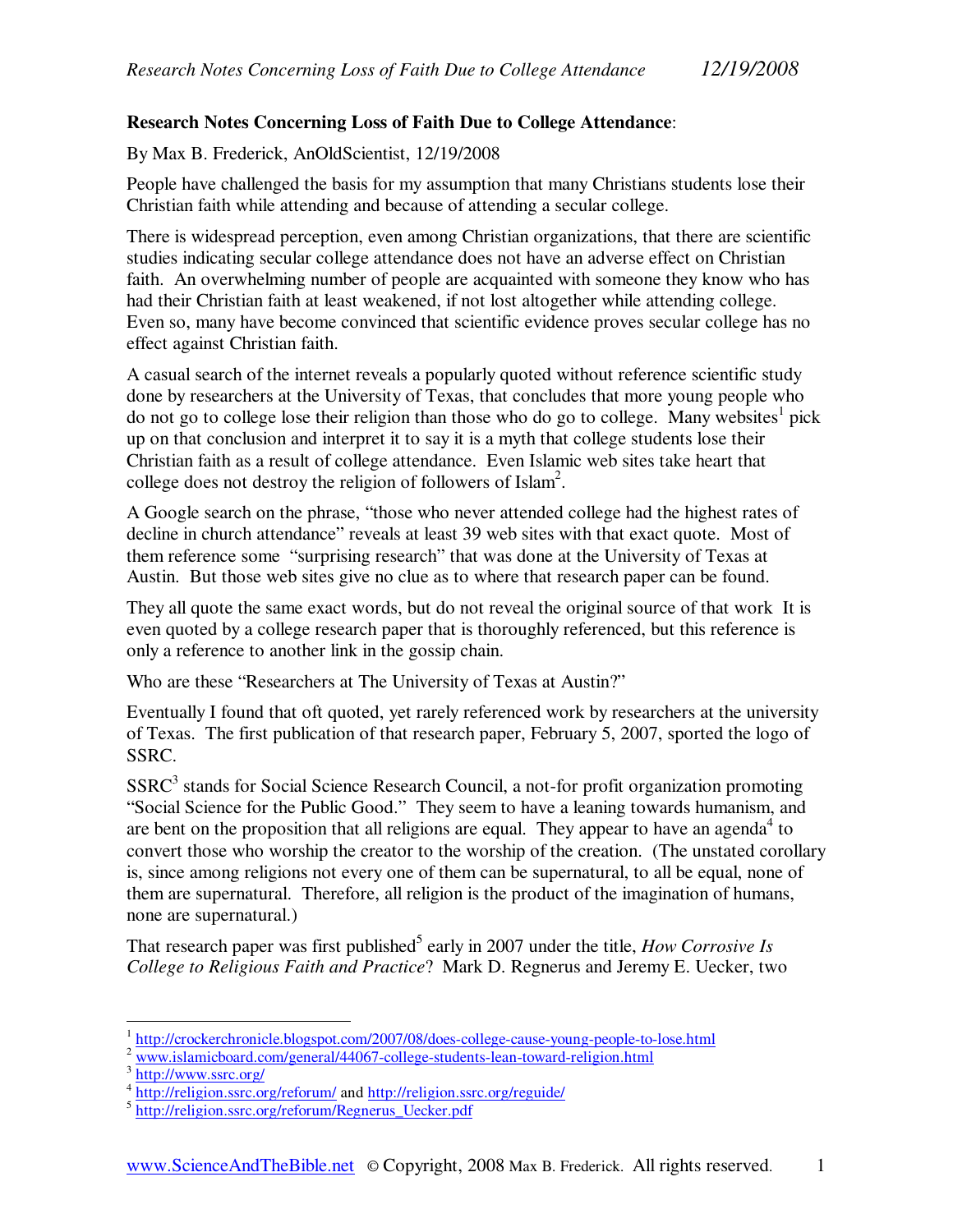**Research Notes Concerning Loss of Faith Due to College Attendance**:

By Max B. Frederick, AnOldScientist, 12/19/2008

People have challenged the basis for my assumption that many Christians students lose their Christian faith while attending and because of attending a secular college.

There is widespread perception, even among Christian organizations, that there are scientific studies indicating secular college attendance does not have an adverse effect on Christian faith. An overwhelming number of people are acquainted with someone they know who has had their Christian faith at least weakened, if not lost altogether while attending college. Even so, many have become convinced that scientific evidence proves secular college has no effect against Christian faith.

A casual search of the internet reveals a popularly quoted without reference scientific study done by researchers at the University of Texas, that concludes that more young people who do not go to college lose their religion than those who do go to college. Many websites[1] pick up on that conclusion and interpret it to say it is a myth that college students lose their Christian faith as a result of college attendance. Even Islamic web sites take heart that college does not destroy the religion of followers of Islam[2].

A Google search on the phrase, "those who never attended college had the highest rates of decline in church attendance" reveals at least 39 web sites with that exact quote. Most of them reference some "surprising research" that was done at the University of Texas at Austin. But those web sites give no clue as to where that research paper can be found.

They all quote the same exact words, but do not reveal the original source of that work It is even quoted by a college research paper that is thoroughly referenced, but this reference is only a reference to another link in the gossip chain.

Who are these "Researchers at The University of Texas at Austin?"

Eventually I found that oft quoted, yet rarely referenced work by researchers at the university of Texas. The first publication of that research paper, February 5, 2007, sported the logo of SSRC.

SSRC[3] stands for Social Science Research Council, a not-for profit organization promoting "Social Science for the Public Good." They seem to have a leaning towards humanism, and are bent on the proposition that all religions are equal. They appear to have an agenda[4] to convert those who worship the creator to the worship of the creation. (The unstated corollary is, since among religions not every one of them can be supernatural, to all be equal, none of them are supernatural. Therefore, all religion is the product of the imagination of humans, none are supernatural.)

That research paper was first published[5] early in 2007 under the title, *How Corrosive Is College to Religious Faith and Practice*? Mark D. Regnerus and Jeremy E. Uecker, two

---

[1] http://crockerchronicle.blogspot.com/2007/08/does-college-cause-young-people-to-lose.html

[2] www.islamicboard.com/general/44067-college-students-lean-toward-religion.html

[3] http://www.ssrc.org/

[4] http://religion.ssrc.org/reforum/ and http://religion.ssrc.org/reguide/

[5] http://religion.ssrc.org/reforum/Regnerus_Uecker.pdf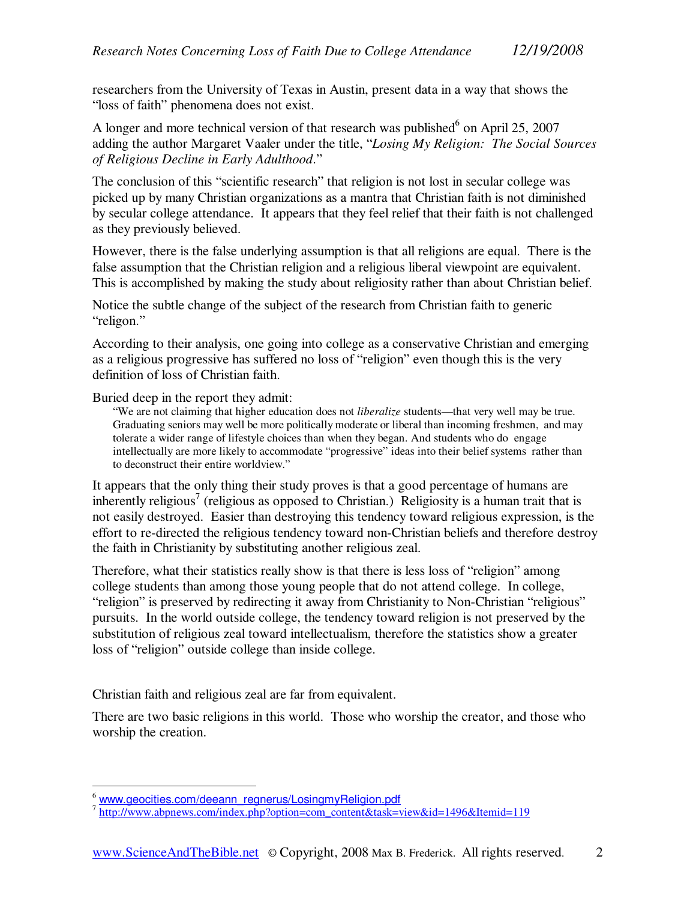researchers from the University of Texas in Austin, present data in a way that shows the "loss of faith" phenomena does not exist.

A longer and more technical version of that research was published[6] on April 25, 2007 adding the author Margaret Vaaler under the title, "*Losing My Religion: The Social Sources of Religious Decline in Early Adulthood*."

The conclusion of this "scientific research" that religion is not lost in secular college was picked up by many Christian organizations as a mantra that Christian faith is not diminished by secular college attendance. It appears that they feel relief that their faith is not challenged as they previously believed.

However, there is the false underlying assumption is that all religions are equal. There is the false assumption that the Christian religion and a religious liberal viewpoint are equivalent. This is accomplished by making the study about religiosity rather than about Christian belief.

Notice the subtle change of the subject of the research from Christian faith to generic "religon."

According to their analysis, one going into college as a conservative Christian and emerging as a religious progressive has suffered no loss of "religion" even though this is the very definition of loss of Christian faith.

Buried deep in the report they admit:

> "We are not claiming that higher education does not *liberalize* students—that very well may be true. Graduating seniors may well be more politically moderate or liberal than incoming freshmen, and may tolerate a wider range of lifestyle choices than when they began. And students who do engage intellectually are more likely to accommodate "progressive" ideas into their belief systems rather than to deconstruct their entire worldview."

It appears that the only thing their study proves is that a good percentage of humans are inherently religious[7] (religious as opposed to Christian.) Religiosity is a human trait that is not easily destroyed. Easier than destroying this tendency toward religious expression, is the effort to re-directed the religious tendency toward non-Christian beliefs and therefore destroy the faith in Christianity by substituting another religious zeal.

Therefore, what their statistics really show is that there is less loss of "religion" among college students than among those young people that do not attend college. In college, "religion" is preserved by redirecting it away from Christianity to Non-Christian "religious" pursuits. In the world outside college, the tendency toward religion is not preserved by the substitution of religious zeal toward intellectualism, therefore the statistics show a greater loss of "religion" outside college than inside college.

Christian faith and religious zeal are far from equivalent.

There are two basic religions in this world. Those who worship the creator, and those who worship the creation.

---

[6] www.geocities.com/deeann_regnerus/LosingmyReligion.pdf

[7] http://www.abpnews.com/index.php?option=com_content&task=view&id=1496&Itemid=119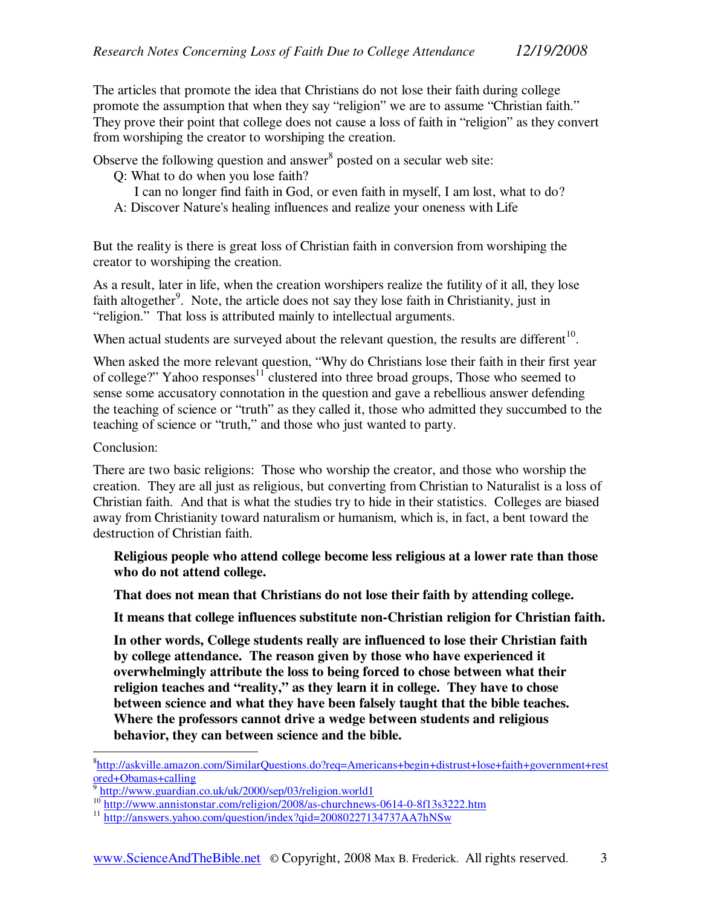The articles that promote the idea that Christians do not lose their faith during college promote the assumption that when they say "religion" we are to assume "Christian faith." They prove their point that college does not cause a loss of faith in "religion" as they convert from worshiping the creator to worshiping the creation.

Observe the following question and answer[8] posted on a secular web site:

> Q: What to do when you lose faith?
>
> I can no longer find faith in God, or even faith in myself, I am lost, what to do?
>
> A: Discover Nature's healing influences and realize your oneness with Life

But the reality is there is great loss of Christian faith in conversion from worshiping the creator to worshiping the creation.

As a result, later in life, when the creation worshipers realize the futility of it all, they lose faith altogether[9]. Note, the article does not say they lose faith in Christianity, just in "religion." That loss is attributed mainly to intellectual arguments.

When actual students are surveyed about the relevant question, the results are different[10].

When asked the more relevant question, "Why do Christians lose their faith in their first year of college?" Yahoo responses[11] clustered into three broad groups, Those who seemed to sense some accusatory connotation in the question and gave a rebellious answer defending the teaching of science or "truth" as they called it, those who admitted they succumbed to the teaching of science or "truth," and those who just wanted to party.

Conclusion:

There are two basic religions: Those who worship the creator, and those who worship the creation. They are all just as religious, but converting from Christian to Naturalist is a loss of Christian faith. And that is what the studies try to hide in their statistics. Colleges are biased away from Christianity toward naturalism or humanism, which is, in fact, a bent toward the destruction of Christian faith.

> **Religious people who attend college become less religious at a lower rate than those who do not attend college.**
>
> **That does not mean that Christians do not lose their faith by attending college.**
>
> **It means that college influences substitute non-Christian religion for Christian faith.**
>
> **In other words, College students really are influenced to lose their Christian faith by college attendance. The reason given by those who have experienced it overwhelmingly attribute the loss to being forced to chose between what their religion teaches and "reality," as they learn it in college. They have to chose between science and what they have been falsely taught that the bible teaches. Where the professors cannot drive a wedge between students and religious behavior, they can between science and the bible.**

---

[8] http://askville.amazon.com/SimilarQuestions.do?req=Americans+begin+distrust+lose+faith+government+restored+Obamas+calling

[9] http://www.guardian.co.uk/uk/2000/sep/03/religion.world1

[10] http://www.annistonstar.com/religion/2008/as-churchnews-0614-0-8f13s3222.htm

[11] http://answers.yahoo.com/question/index?qid=20080227134737AA7hNSw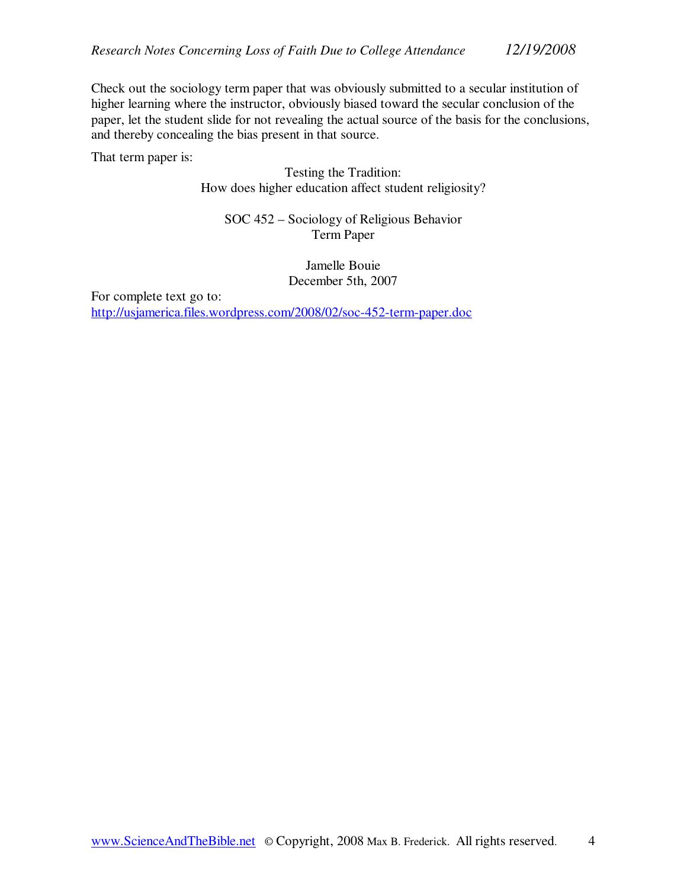Check out the sociology term paper that was obviously submitted to a secular institution of higher learning where the instructor, obviously biased toward the secular conclusion of the paper, let the student slide for not revealing the actual source of the basis for the conclusions, and thereby concealing the bias present in that source.

That term paper is:

Testing the Tradition:
How does higher education affect student religiosity?

SOC 452 – Sociology of Religious Behavior
Term Paper

Jamelle Bouie
December 5th, 2007

For complete text go to:
http://usjamerica.files.wordpress.com/2008/02/soc-452-term-paper.doc